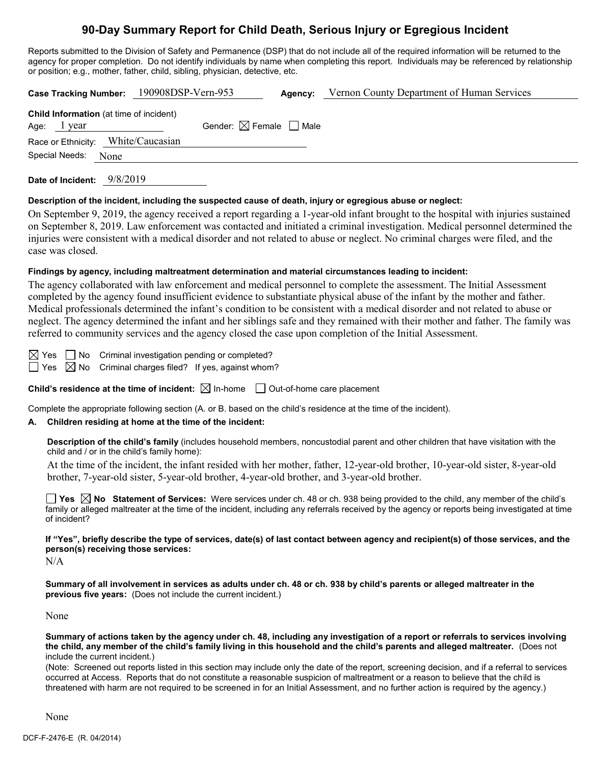# 90-Day Summary Report for Child Death, Serious Injury or Egregious Incident

Reports submitted to the Division of Safety and Permanence (DSP) that do not include all of the required information will be returned to the agency for proper completion. Do not identify individuals by name when completing this report. Individuals may be referenced by relationship or position; e.g., mother, father, child, sibling, physician, detective, etc.

**Case Tracking Number:** 190908DSP-Vern-953 **Agency:** Vernon County Department of Human Services

**Child Information** (at time of incident)

Age: 1 year Gender: ☒ Female ☐ Male

Race or Ethnicity: White/Caucasian

Special Needs: None

**Date of Incident:** 9/8/2019

**Description of the incident, including the suspected cause of death, injury or egregious abuse or neglect:**

On September 9, 2019, the agency received a report regarding a 1-year-old infant brought to the hospital with injuries sustained on September 8, 2019. Law enforcement was contacted and initiated a criminal investigation. Medical personnel determined the injuries were consistent with a medical disorder and not related to abuse or neglect. No criminal charges were filed, and the case was closed.

**Findings by agency, including maltreatment determination and material circumstances leading to incident:**

The agency collaborated with law enforcement and medical personnel to complete the assessment. The Initial Assessment completed by the agency found insufficient evidence to substantiate physical abuse of the infant by the mother and father. Medical professionals determined the infant's condition to be consistent with a medical disorder and not related to abuse or neglect. The agency determined the infant and her siblings safe and they remained with their mother and father. The family was referred to community services and the agency closed the case upon completion of the Initial Assessment.

☒ Yes ☐ No Criminal investigation pending or completed?

☐ Yes ☒ No Criminal charges filed? If yes, against whom?

**Child's residence at the time of incident:** ☒ In-home ☐ Out-of-home care placement

Complete the appropriate following section (A. or B. based on the child's residence at the time of the incident).

**A. Children residing at home at the time of the incident:**

**Description of the child's family** (includes household members, noncustodial parent and other children that have visitation with the child and / or in the child's family home):

At the time of the incident, the infant resided with her mother, father, 12-year-old brother, 10-year-old sister, 8-year-old brother, 7-year-old sister, 5-year-old brother, 4-year-old brother, and 3-year-old brother.

☐ **Yes** ☒ **No Statement of Services:** Were services under ch. 48 or ch. 938 being provided to the child, any member of the child's family or alleged maltreater at the time of the incident, including any referrals received by the agency or reports being investigated at time of incident?

**If "Yes", briefly describe the type of services, date(s) of last contact between agency and recipient(s) of those services, and the person(s) receiving those services:**

N/A

**Summary of all involvement in services as adults under ch. 48 or ch. 938 by child's parents or alleged maltreater in the previous five years:** (Does not include the current incident.)

None

**Summary of actions taken by the agency under ch. 48, including any investigation of a report or referrals to services involving the child, any member of the child's family living in this household and the child's parents and alleged maltreater.** (Does not include the current incident.)

(Note: Screened out reports listed in this section may include only the date of the report, screening decision, and if a referral to services occurred at Access. Reports that do not constitute a reasonable suspicion of maltreatment or a reason to believe that the child is threatened with harm are not required to be screened in for an Initial Assessment, and no further action is required by the agency.)

None

DCF-F-2476-E (R. 04/2014)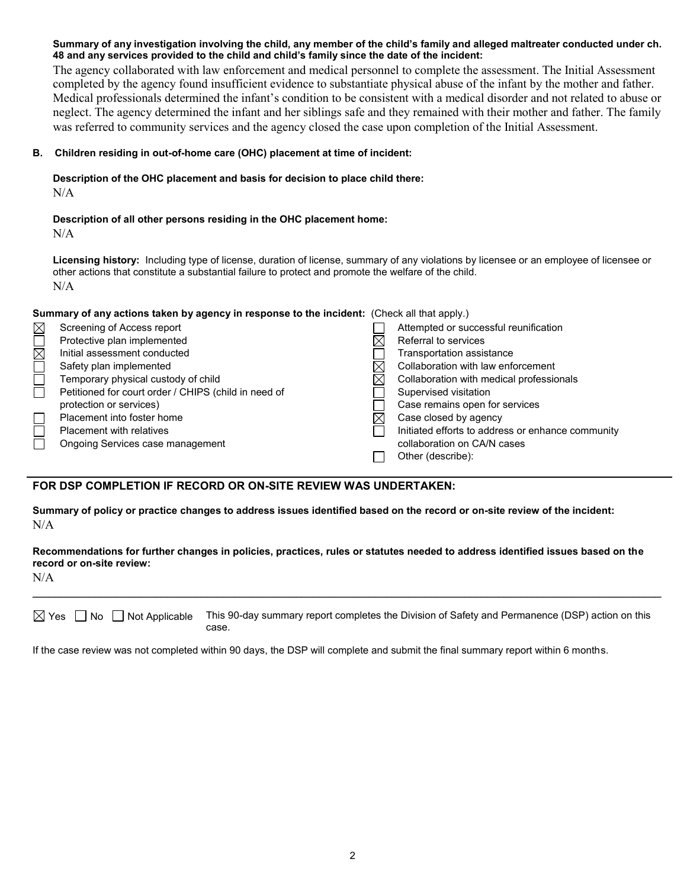**Summary of any investigation involving the child, any member of the child's family and alleged maltreater conducted under ch. 48 and any services provided to the child and child's family since the date of the incident:**

The agency collaborated with law enforcement and medical personnel to complete the assessment. The Initial Assessment completed by the agency found insufficient evidence to substantiate physical abuse of the infant by the mother and father. Medical professionals determined the infant's condition to be consistent with a medical disorder and not related to abuse or neglect. The agency determined the infant and her siblings safe and they remained with their mother and father. The family was referred to community services and the agency closed the case upon completion of the Initial Assessment.

**B. Children residing in out-of-home care (OHC) placement at time of incident:**

**Description of the OHC placement and basis for decision to place child there:**
N/A

**Description of all other persons residing in the OHC placement home:**
N/A

**Licensing history:** Including type of license, duration of license, summary of any violations by licensee or an employee of licensee or other actions that constitute a substantial failure to protect and promote the welfare of the child.
N/A

**Summary of any actions taken by agency in response to the incident:** (Check all that apply.)

- ☒ Screening of Access report
- ☐ Protective plan implemented
- ☒ Initial assessment conducted
- ☐ Safety plan implemented
- ☐ Temporary physical custody of child
- ☐ Petitioned for court order / CHIPS (child in need of protection or services)
- ☐ Placement into foster home
- ☐ Placement with relatives
- ☐ Ongoing Services case management
- ☐ Attempted or successful reunification
- ☒ Referral to services
- ☐ Transportation assistance
- ☒ Collaboration with law enforcement
- ☒ Collaboration with medical professionals
- ☐ Supervised visitation
- ☐ Case remains open for services
- ☒ Case closed by agency
- ☐ Initiated efforts to address or enhance community collaboration on CA/N cases
- ☐ Other (describe):

---

## FOR DSP COMPLETION IF RECORD OR ON-SITE REVIEW WAS UNDERTAKEN:

**Summary of policy or practice changes to address issues identified based on the record or on-site review of the incident:**
N/A

**Recommendations for further changes in policies, practices, rules or statutes needed to address identified issues based on the record or on-site review:**
N/A

---

☒ Yes ☐ No ☐ Not Applicable This 90-day summary report completes the Division of Safety and Permanence (DSP) action on this case.

If the case review was not completed within 90 days, the DSP will complete and submit the final summary report within 6 months.